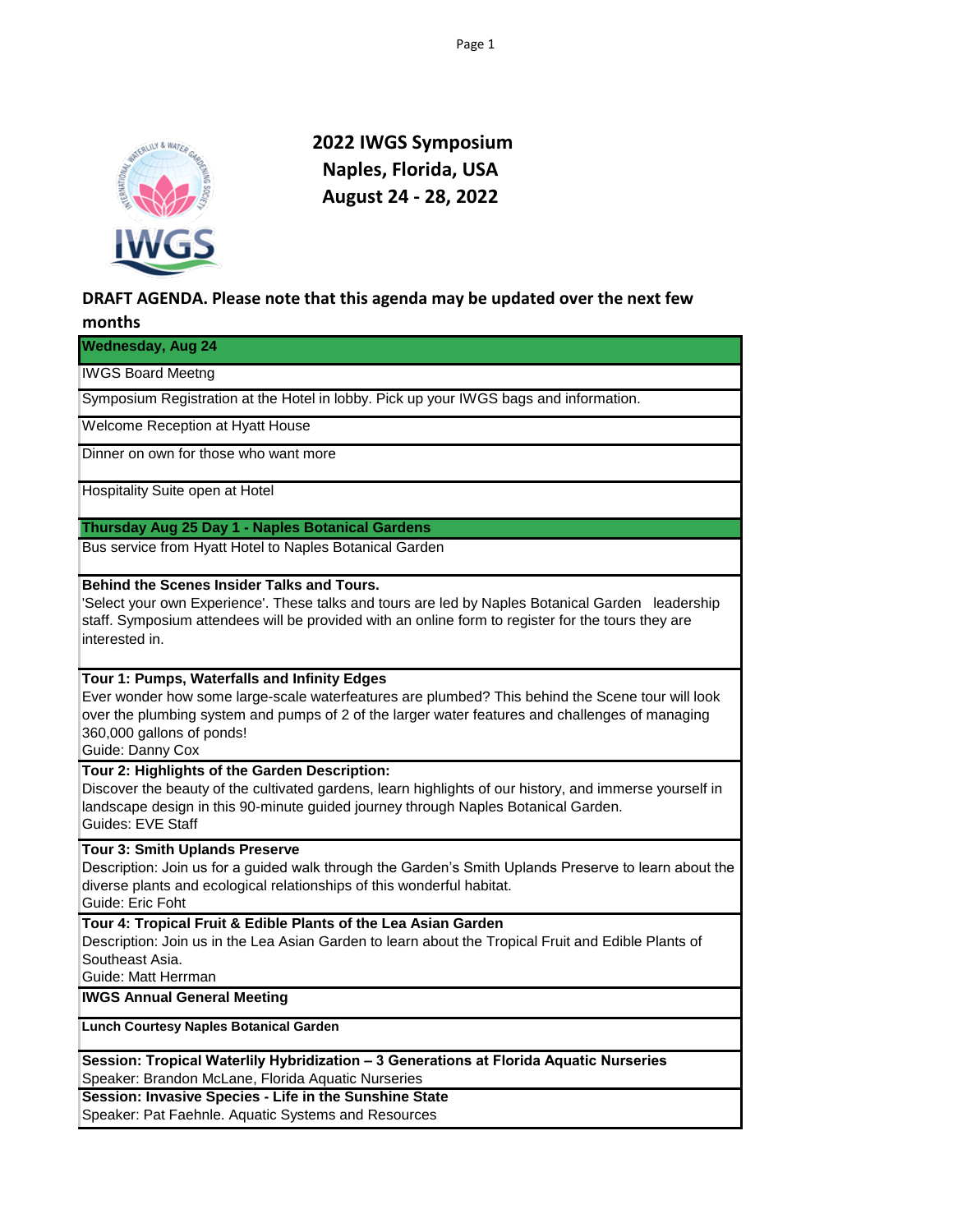# 2022 IWGS Symposium
# Naples, Florida, USA
# August 24 - 28, 2022

**DRAFT AGENDA. Please note that this agenda may be updated over the next few months**

## Wednesday, Aug 24

IWGS Board Meetng

Symposium Registration at the Hotel in lobby. Pick up your IWGS bags and information.

Welcome Reception at Hyatt House

Dinner on own for those who want more

Hospitality Suite open at Hotel

## Thursday Aug 25 Day 1 - Naples Botanical Gardens

Bus service from Hyatt Hotel to Naples Botanical Garden

**Behind the Scenes Insider Talks and Tours.**
'Select your own Experience'. These talks and tours are led by Naples Botanical Garden leadership staff. Symposium attendees will be provided with an online form to register for the tours they are interested in.

**Tour 1: Pumps, Waterfalls and Infinity Edges**
Ever wonder how some large-scale waterfeatures are plumbed? This behind the Scene tour will look over the plumbing system and pumps of 2 of the larger water features and challenges of managing 360,000 gallons of ponds!
Guide: Danny Cox

**Tour 2: Highlights of the Garden Description:**
Discover the beauty of the cultivated gardens, learn highlights of our history, and immerse yourself in landscape design in this 90-minute guided journey through Naples Botanical Garden.
Guides: EVE Staff

**Tour 3: Smith Uplands Preserve**
Description: Join us for a guided walk through the Garden's Smith Uplands Preserve to learn about the diverse plants and ecological relationships of this wonderful habitat.
Guide: Eric Foht

**Tour 4: Tropical Fruit & Edible Plants of the Lea Asian Garden**
Description: Join us in the Lea Asian Garden to learn about the Tropical Fruit and Edible Plants of Southeast Asia.
Guide: Matt Herrman

**IWGS Annual General Meeting**

**Lunch Courtesy Naples Botanical Garden**

**Session: Tropical Waterlily Hybridization – 3 Generations at Florida Aquatic Nurseries**
Speaker: Brandon McLane, Florida Aquatic Nurseries

**Session: Invasive Species - Life in the Sunshine State**
Speaker: Pat Faehnle. Aquatic Systems and Resources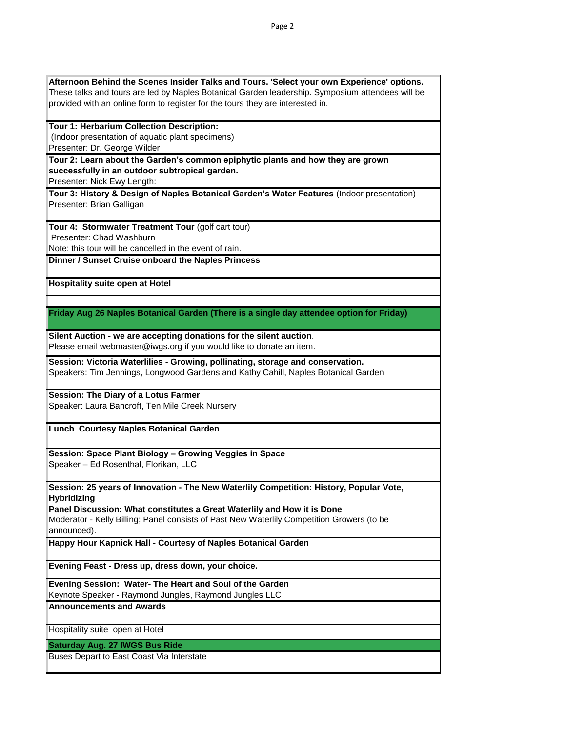**Afternoon Behind the Scenes Insider Talks and Tours. 'Select your own Experience' options.**
These talks and tours are led by Naples Botanical Garden leadership. Symposium attendees will be provided with an online form to register for the tours they are interested in.

**Tour 1: Herbarium Collection Description:**
(Indoor presentation of aquatic plant specimens)
Presenter: Dr. George Wilder

**Tour 2: Learn about the Garden's common epiphytic plants and how they are grown successfully in an outdoor subtropical garden.**
Presenter: Nick Ewy Length:

**Tour 3: History & Design of Naples Botanical Garden's Water Features** (Indoor presentation)
Presenter: Brian Galligan

**Tour 4: Stormwater Treatment Tour** (golf cart tour)
Presenter: Chad Washburn
Note: this tour will be cancelled in the event of rain.

**Dinner / Sunset Cruise onboard the Naples Princess**

**Hospitality suite open at Hotel**

## Friday Aug 26 Naples Botanical Garden (There is a single day attendee option for Friday)

**Silent Auction - we are accepting donations for the silent auction**.
Please email webmaster@iwgs.org if you would like to donate an item.

**Session: Victoria Waterlilies - Growing, pollinating, storage and conservation.**
Speakers: Tim Jennings, Longwood Gardens and Kathy Cahill, Naples Botanical Garden

**Session: The Diary of a Lotus Farmer**
Speaker: Laura Bancroft, Ten Mile Creek Nursery

**Lunch Courtesy Naples Botanical Garden**

**Session: Space Plant Biology – Growing Veggies in Space**
Speaker – Ed Rosenthal, Florikan, LLC

**Session: 25 years of Innovation - The New Waterlily Competition: History, Popular Vote, Hybridizing**
**Panel Discussion: What constitutes a Great Waterlily and How it is Done**
Moderator - Kelly Billing; Panel consists of Past New Waterlily Competition Growers (to be announced).

**Happy Hour Kapnick Hall - Courtesy of Naples Botanical Garden**

**Evening Feast - Dress up, dress down, your choice.**

**Evening Session: Water- The Heart and Soul of the Garden**
Keynote Speaker - Raymond Jungles, Raymond Jungles LLC

**Announcements and Awards**

Hospitality suite open at Hotel

## Saturday Aug. 27 IWGS Bus Ride

Buses Depart to East Coast Via Interstate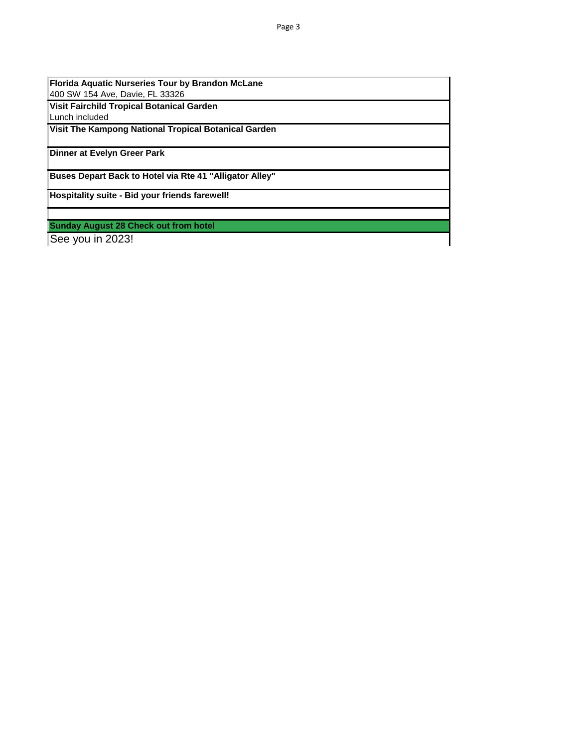**Florida Aquatic Nurseries Tour by Brandon McLane**
400 SW 154 Ave, Davie, FL 33326

**Visit Fairchild Tropical Botanical Garden**
Lunch included

**Visit The Kampong National Tropical Botanical Garden**

**Dinner at Evelyn Greer Park**

**Buses Depart Back to Hotel via Rte 41 "Alligator Alley"**

**Hospitality suite - Bid your friends farewell!**

**Sunday August 28 Check out from hotel**

See you in 2023!